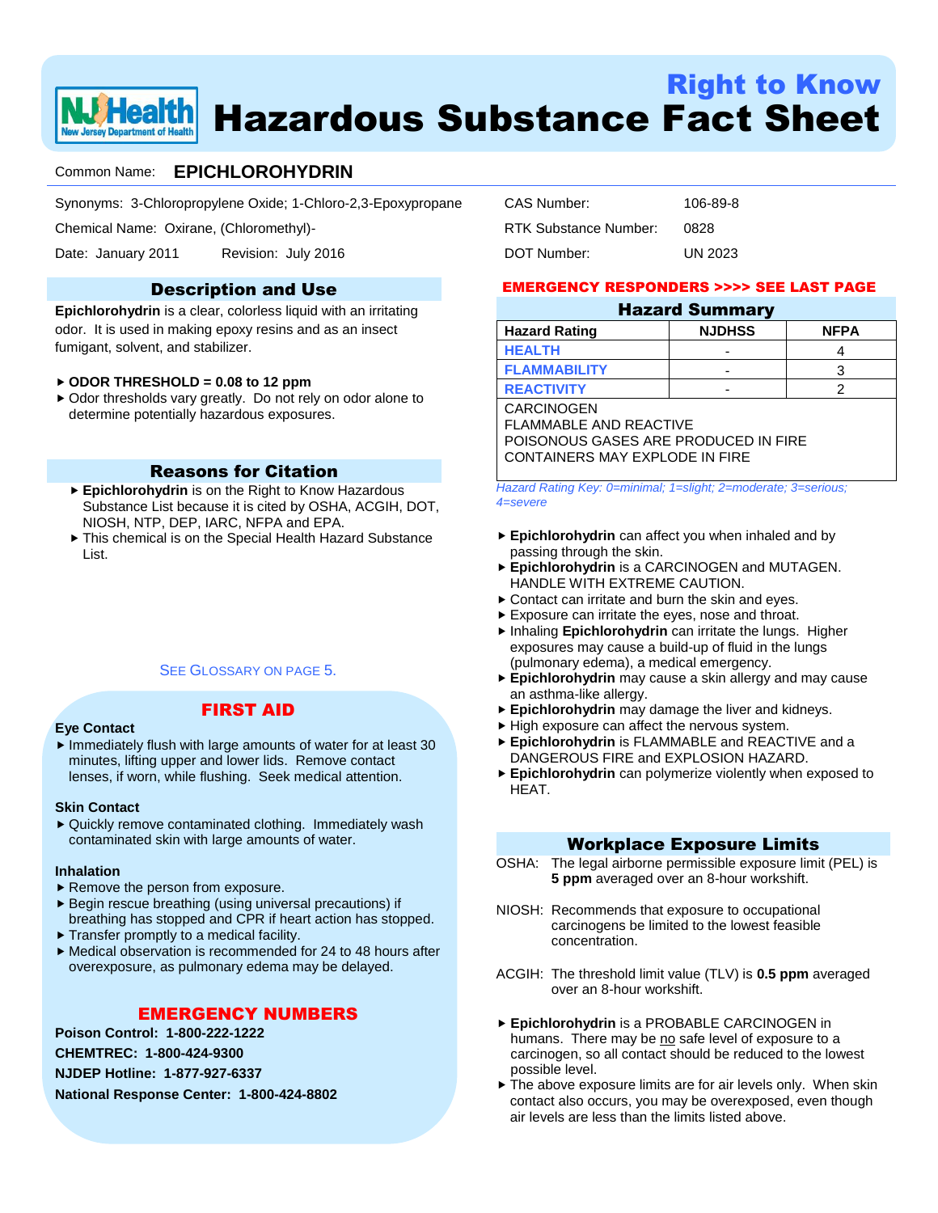# Right to Know Hazardous Substance Fact Sheet

Common Name: **EPICHLOROHYDRIN**

Synonyms: 3-Chloropropylene Oxide; 1-Chloro-2,3-Epoxypropane

Chemical Name: Oxirane, (Chloromethyl)-

Date: January 2011 Revision: July 2016

CAS Number: 106-89-8

RTK Substance Number: 0828

DOT Number: UN 2023

## Description and Use

**Epichlorohydrin** is a clear, colorless liquid with an irritating odor. It is used in making epoxy resins and as an insect fumigant, solvent, and stabilizer.

- **ODOR THRESHOLD = 0.08 to 12 ppm**
- Odor thresholds vary greatly. Do not rely on odor alone to determine potentially hazardous exposures.

## Reasons for Citation

- **Epichlorohydrin** is on the Right to Know Hazardous Substance List because it is cited by OSHA, ACGIH, DOT, NIOSH, NTP, DEP, IARC, NFPA and EPA.
- This chemical is on the Special Health Hazard Substance List.

SEE GLOSSARY ON PAGE 5.

## FIRST AID

**Eye Contact**

- Immediately flush with large amounts of water for at least 30 minutes, lifting upper and lower lids. Remove contact lenses, if worn, while flushing. Seek medical attention.

**Skin Contact**

- Quickly remove contaminated clothing. Immediately wash contaminated skin with large amounts of water.

**Inhalation**

- Remove the person from exposure.
- Begin rescue breathing (using universal precautions) if breathing has stopped and CPR if heart action has stopped.
- Transfer promptly to a medical facility.
- Medical observation is recommended for 24 to 48 hours after overexposure, as pulmonary edema may be delayed.

## EMERGENCY NUMBERS

**Poison Control: 1-800-222-1222**

**CHEMTREC: 1-800-424-9300**

**NJDEP Hotline: 1-877-927-6337**

**National Response Center: 1-800-424-8802**

**EMERGENCY RESPONDERS >>>> SEE LAST PAGE**

## Hazard Summary

| Hazard Rating | NJDHSS | NFPA |
|---|---|---|
| HEALTH | - | 4 |
| FLAMMABILITY | - | 3 |
| REACTIVITY | - | 2 |

CARCINOGEN
FLAMMABLE AND REACTIVE
POISONOUS GASES ARE PRODUCED IN FIRE
CONTAINERS MAY EXPLODE IN FIRE

*Hazard Rating Key: 0=minimal; 1=slight; 2=moderate; 3=serious; 4=severe*

- **Epichlorohydrin** can affect you when inhaled and by passing through the skin.
- **Epichlorohydrin** is a CARCINOGEN and MUTAGEN. HANDLE WITH EXTREME CAUTION.
- Contact can irritate and burn the skin and eyes.
- Exposure can irritate the eyes, nose and throat.
- Inhaling **Epichlorohydrin** can irritate the lungs. Higher exposures may cause a build-up of fluid in the lungs (pulmonary edema), a medical emergency.
- **Epichlorohydrin** may cause a skin allergy and may cause an asthma-like allergy.
- **Epichlorohydrin** may damage the liver and kidneys.
- High exposure can affect the nervous system.
- **Epichlorohydrin** is FLAMMABLE and REACTIVE and a DANGEROUS FIRE and EXPLOSION HAZARD.
- **Epichlorohydrin** can polymerize violently when exposed to HEAT.

## Workplace Exposure Limits

OSHA: The legal airborne permissible exposure limit (PEL) is **5 ppm** averaged over an 8-hour workshift.

NIOSH: Recommends that exposure to occupational carcinogens be limited to the lowest feasible concentration.

ACGIH: The threshold limit value (TLV) is **0.5 ppm** averaged over an 8-hour workshift.

- **Epichlorohydrin** is a PROBABLE CARCINOGEN in humans. There may be no safe level of exposure to a carcinogen, so all contact should be reduced to the lowest possible level.
- The above exposure limits are for air levels only. When skin contact also occurs, you may be overexposed, even though air levels are less than the limits listed above.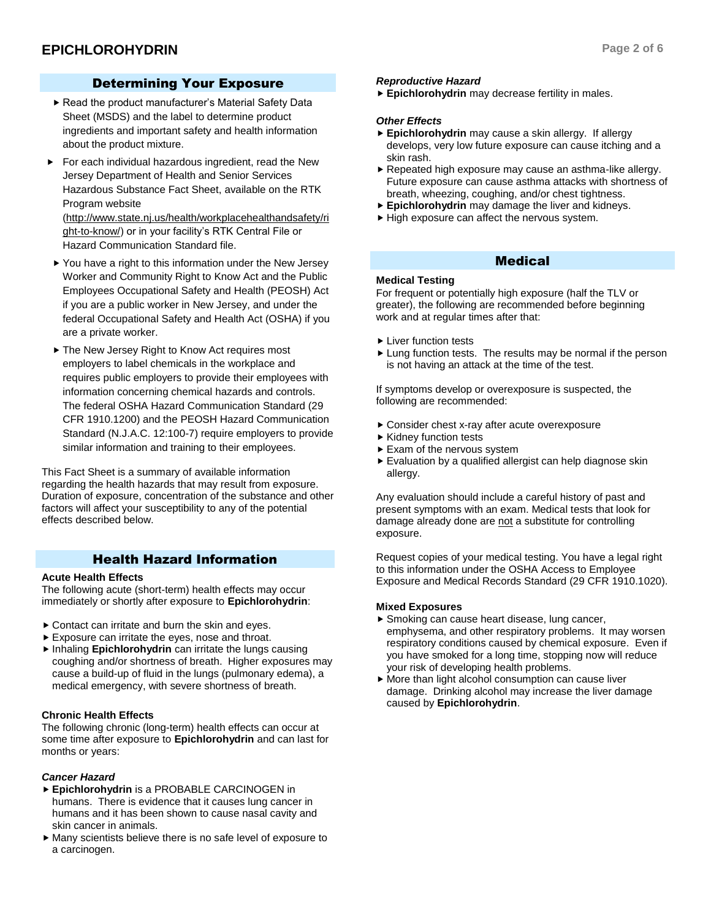## Determining Your Exposure

- Read the product manufacturer's Material Safety Data Sheet (MSDS) and the label to determine product ingredients and important safety and health information about the product mixture.
- For each individual hazardous ingredient, read the New Jersey Department of Health and Senior Services Hazardous Substance Fact Sheet, available on the RTK Program website (http://www.state.nj.us/health/workplacehealthandsafety/right-to-know/) or in your facility's RTK Central File or Hazard Communication Standard file.
- You have a right to this information under the New Jersey Worker and Community Right to Know Act and the Public Employees Occupational Safety and Health (PEOSH) Act if you are a public worker in New Jersey, and under the federal Occupational Safety and Health Act (OSHA) if you are a private worker.
- The New Jersey Right to Know Act requires most employers to label chemicals in the workplace and requires public employers to provide their employees with information concerning chemical hazards and controls. The federal OSHA Hazard Communication Standard (29 CFR 1910.1200) and the PEOSH Hazard Communication Standard (N.J.A.C. 12:100-7) require employers to provide similar information and training to their employees.

This Fact Sheet is a summary of available information regarding the health hazards that may result from exposure. Duration of exposure, concentration of the substance and other factors will affect your susceptibility to any of the potential effects described below.

## Health Hazard Information

**Acute Health Effects**

The following acute (short-term) health effects may occur immediately or shortly after exposure to **Epichlorohydrin**:

- Contact can irritate and burn the skin and eyes.
- Exposure can irritate the eyes, nose and throat.
- Inhaling **Epichlorohydrin** can irritate the lungs causing coughing and/or shortness of breath. Higher exposures may cause a build-up of fluid in the lungs (pulmonary edema), a medical emergency, with severe shortness of breath.

**Chronic Health Effects**

The following chronic (long-term) health effects can occur at some time after exposure to **Epichlorohydrin** and can last for months or years:

***Cancer Hazard***

- **Epichlorohydrin** is a PROBABLE CARCINOGEN in humans. There is evidence that it causes lung cancer in humans and it has been shown to cause nasal cavity and skin cancer in animals.
- Many scientists believe there is no safe level of exposure to a carcinogen.

***Reproductive Hazard***

- **Epichlorohydrin** may decrease fertility in males.

***Other Effects***

- **Epichlorohydrin** may cause a skin allergy. If allergy develops, very low future exposure can cause itching and a skin rash.
- Repeated high exposure may cause an asthma-like allergy. Future exposure can cause asthma attacks with shortness of breath, wheezing, coughing, and/or chest tightness.
- **Epichlorohydrin** may damage the liver and kidneys.
- High exposure can affect the nervous system.

## Medical

**Medical Testing**

For frequent or potentially high exposure (half the TLV or greater), the following are recommended before beginning work and at regular times after that:

- Liver function tests
- Lung function tests. The results may be normal if the person is not having an attack at the time of the test.

If symptoms develop or overexposure is suspected, the following are recommended:

- Consider chest x-ray after acute overexposure
- Kidney function tests
- Exam of the nervous system
- Evaluation by a qualified allergist can help diagnose skin allergy.

Any evaluation should include a careful history of past and present symptoms with an exam. Medical tests that look for damage already done are not a substitute for controlling exposure.

Request copies of your medical testing. You have a legal right to this information under the OSHA Access to Employee Exposure and Medical Records Standard (29 CFR 1910.1020).

**Mixed Exposures**

- Smoking can cause heart disease, lung cancer, emphysema, and other respiratory problems. It may worsen respiratory conditions caused by chemical exposure. Even if you have smoked for a long time, stopping now will reduce your risk of developing health problems.
- More than light alcohol consumption can cause liver damage. Drinking alcohol may increase the liver damage caused by **Epichlorohydrin**.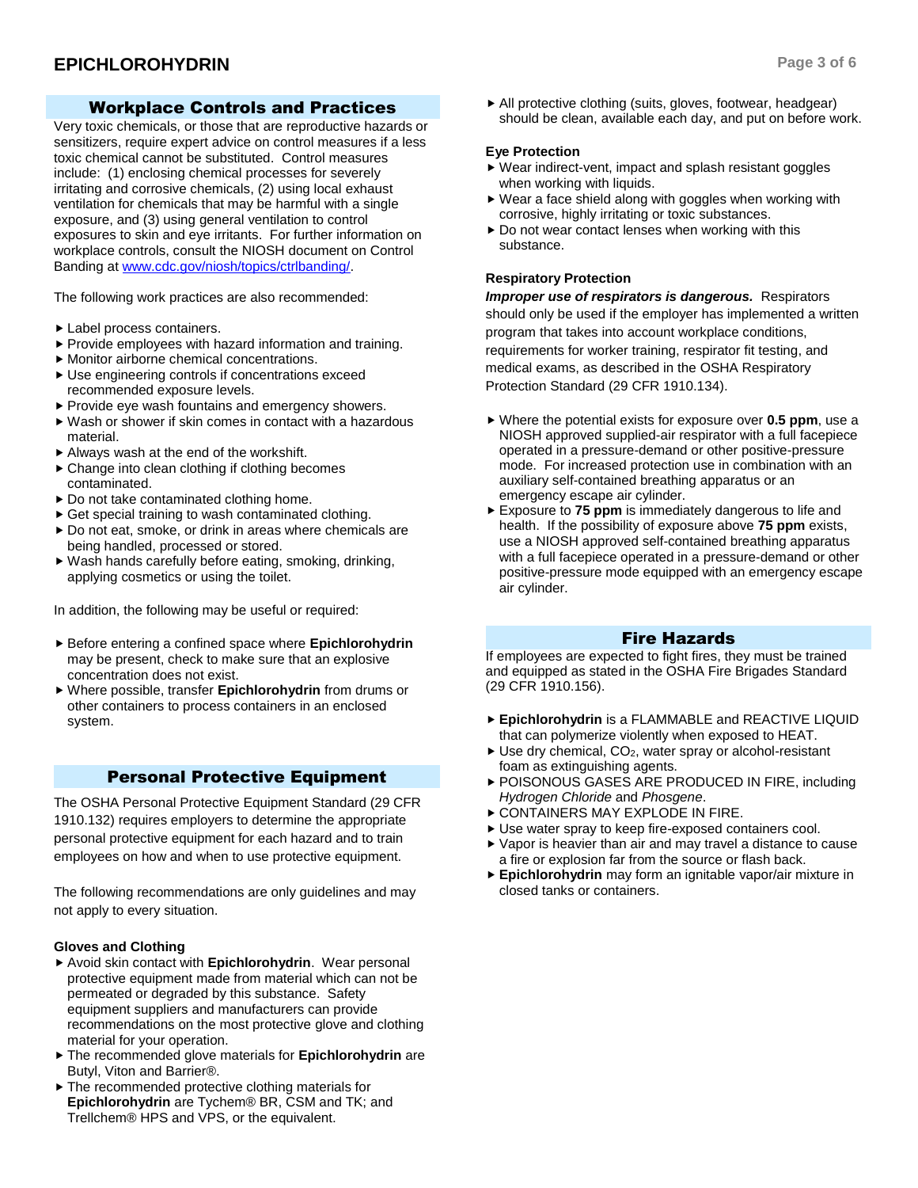## Workplace Controls and Practices

Very toxic chemicals, or those that are reproductive hazards or sensitizers, require expert advice on control measures if a less toxic chemical cannot be substituted. Control measures include: (1) enclosing chemical processes for severely irritating and corrosive chemicals, (2) using local exhaust ventilation for chemicals that may be harmful with a single exposure, and (3) using general ventilation to control exposures to skin and eye irritants. For further information on workplace controls, consult the NIOSH document on Control Banding at www.cdc.gov/niosh/topics/ctrlbanding/.

The following work practices are also recommended:

- Label process containers.
- Provide employees with hazard information and training.
- Monitor airborne chemical concentrations.
- Use engineering controls if concentrations exceed recommended exposure levels.
- Provide eye wash fountains and emergency showers.
- Wash or shower if skin comes in contact with a hazardous material.
- Always wash at the end of the workshift.
- Change into clean clothing if clothing becomes contaminated.
- Do not take contaminated clothing home.
- Get special training to wash contaminated clothing.
- Do not eat, smoke, or drink in areas where chemicals are being handled, processed or stored.
- Wash hands carefully before eating, smoking, drinking, applying cosmetics or using the toilet.

In addition, the following may be useful or required:

- Before entering a confined space where **Epichlorohydrin** may be present, check to make sure that an explosive concentration does not exist.
- Where possible, transfer **Epichlorohydrin** from drums or other containers to process containers in an enclosed system.

## Personal Protective Equipment

The OSHA Personal Protective Equipment Standard (29 CFR 1910.132) requires employers to determine the appropriate personal protective equipment for each hazard and to train employees on how and when to use protective equipment.

The following recommendations are only guidelines and may not apply to every situation.

**Gloves and Clothing**

- Avoid skin contact with **Epichlorohydrin**. Wear personal protective equipment made from material which can not be permeated or degraded by this substance. Safety equipment suppliers and manufacturers can provide recommendations on the most protective glove and clothing material for your operation.
- The recommended glove materials for **Epichlorohydrin** are Butyl, Viton and Barrier®.
- The recommended protective clothing materials for **Epichlorohydrin** are Tychem® BR, CSM and TK; and Trellchem® HPS and VPS, or the equivalent.
- All protective clothing (suits, gloves, footwear, headgear) should be clean, available each day, and put on before work.

**Eye Protection**

- Wear indirect-vent, impact and splash resistant goggles when working with liquids.
- Wear a face shield along with goggles when working with corrosive, highly irritating or toxic substances.
- Do not wear contact lenses when working with this substance.

**Respiratory Protection**

***Improper use of respirators is dangerous.*** Respirators should only be used if the employer has implemented a written program that takes into account workplace conditions, requirements for worker training, respirator fit testing, and medical exams, as described in the OSHA Respiratory Protection Standard (29 CFR 1910.134).

- Where the potential exists for exposure over **0.5 ppm**, use a NIOSH approved supplied-air respirator with a full facepiece operated in a pressure-demand or other positive-pressure mode. For increased protection use in combination with an auxiliary self-contained breathing apparatus or an emergency escape air cylinder.
- Exposure to **75 ppm** is immediately dangerous to life and health. If the possibility of exposure above **75 ppm** exists, use a NIOSH approved self-contained breathing apparatus with a full facepiece operated in a pressure-demand or other positive-pressure mode equipped with an emergency escape air cylinder.

## Fire Hazards

If employees are expected to fight fires, they must be trained and equipped as stated in the OSHA Fire Brigades Standard (29 CFR 1910.156).

- **Epichlorohydrin** is a FLAMMABLE and REACTIVE LIQUID that can polymerize violently when exposed to HEAT.
- Use dry chemical, $CO_2$, water spray or alcohol-resistant foam as extinguishing agents.
- POISONOUS GASES ARE PRODUCED IN FIRE, including *Hydrogen Chloride* and *Phosgene*.
- CONTAINERS MAY EXPLODE IN FIRE.
- Use water spray to keep fire-exposed containers cool.
- Vapor is heavier than air and may travel a distance to cause a fire or explosion far from the source or flash back.
- **Epichlorohydrin** may form an ignitable vapor/air mixture in closed tanks or containers.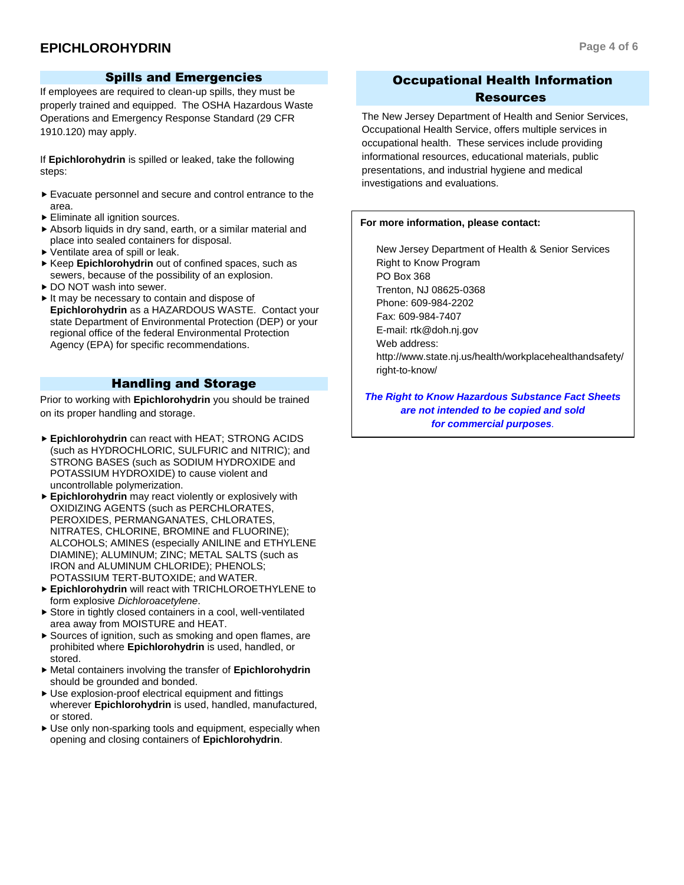## Spills and Emergencies

If employees are required to clean-up spills, they must be properly trained and equipped. The OSHA Hazardous Waste Operations and Emergency Response Standard (29 CFR 1910.120) may apply.

If **Epichlorohydrin** is spilled or leaked, take the following steps:

- Evacuate personnel and secure and control entrance to the area.
- Eliminate all ignition sources.
- Absorb liquids in dry sand, earth, or a similar material and place into sealed containers for disposal.
- Ventilate area of spill or leak.
- Keep **Epichlorohydrin** out of confined spaces, such as sewers, because of the possibility of an explosion.
- DO NOT wash into sewer.
- It may be necessary to contain and dispose of **Epichlorohydrin** as a HAZARDOUS WASTE. Contact your state Department of Environmental Protection (DEP) or your regional office of the federal Environmental Protection Agency (EPA) for specific recommendations.

## Handling and Storage

Prior to working with **Epichlorohydrin** you should be trained on its proper handling and storage.

- **Epichlorohydrin** can react with HEAT; STRONG ACIDS (such as HYDROCHLORIC, SULFURIC and NITRIC); and STRONG BASES (such as SODIUM HYDROXIDE and POTASSIUM HYDROXIDE) to cause violent and uncontrollable polymerization.
- **Epichlorohydrin** may react violently or explosively with OXIDIZING AGENTS (such as PERCHLORATES, PEROXIDES, PERMANGANATES, CHLORATES, NITRATES, CHLORINE, BROMINE and FLUORINE); ALCOHOLS; AMINES (especially ANILINE and ETHYLENE DIAMINE); ALUMINUM; ZINC; METAL SALTS (such as IRON and ALUMINUM CHLORIDE); PHENOLS; POTASSIUM TERT-BUTOXIDE; and WATER.
- **Epichlorohydrin** will react with TRICHLOROETHYLENE to form explosive *Dichloroacetylene*.
- Store in tightly closed containers in a cool, well-ventilated area away from MOISTURE and HEAT.
- Sources of ignition, such as smoking and open flames, are prohibited where **Epichlorohydrin** is used, handled, or stored.
- Metal containers involving the transfer of **Epichlorohydrin** should be grounded and bonded.
- Use explosion-proof electrical equipment and fittings wherever **Epichlorohydrin** is used, handled, manufactured, or stored.
- Use only non-sparking tools and equipment, especially when opening and closing containers of **Epichlorohydrin**.

## Occupational Health Information Resources

The New Jersey Department of Health and Senior Services, Occupational Health Service, offers multiple services in occupational health. These services include providing informational resources, educational materials, public presentations, and industrial hygiene and medical investigations and evaluations.

**For more information, please contact:**

New Jersey Department of Health & Senior Services
Right to Know Program
PO Box 368
Trenton, NJ 08625-0368
Phone: 609-984-2202
Fax: 609-984-7407
E-mail: rtk@doh.nj.gov
Web address:
http://www.state.nj.us/health/workplacehealthandsafety/right-to-know/

***The Right to Know Hazardous Substance Fact Sheets are not intended to be copied and sold for commercial purposes.***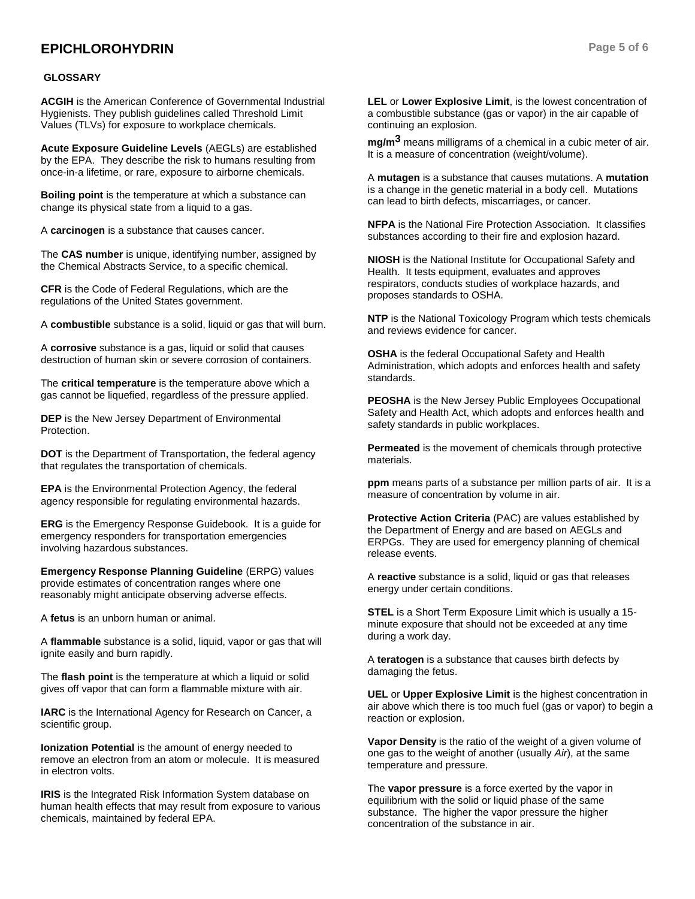## GLOSSARY

**ACGIH** is the American Conference of Governmental Industrial Hygienists. They publish guidelines called Threshold Limit Values (TLVs) for exposure to workplace chemicals.

**Acute Exposure Guideline Levels** (AEGLs) are established by the EPA. They describe the risk to humans resulting from once-in-a lifetime, or rare, exposure to airborne chemicals.

**Boiling point** is the temperature at which a substance can change its physical state from a liquid to a gas.

A **carcinogen** is a substance that causes cancer.

The **CAS number** is unique, identifying number, assigned by the Chemical Abstracts Service, to a specific chemical.

**CFR** is the Code of Federal Regulations, which are the regulations of the United States government.

A **combustible** substance is a solid, liquid or gas that will burn.

A **corrosive** substance is a gas, liquid or solid that causes destruction of human skin or severe corrosion of containers.

The **critical temperature** is the temperature above which a gas cannot be liquefied, regardless of the pressure applied.

**DEP** is the New Jersey Department of Environmental Protection.

**DOT** is the Department of Transportation, the federal agency that regulates the transportation of chemicals.

**EPA** is the Environmental Protection Agency, the federal agency responsible for regulating environmental hazards.

**ERG** is the Emergency Response Guidebook. It is a guide for emergency responders for transportation emergencies involving hazardous substances.

**Emergency Response Planning Guideline** (ERPG) values provide estimates of concentration ranges where one reasonably might anticipate observing adverse effects.

A **fetus** is an unborn human or animal.

A **flammable** substance is a solid, liquid, vapor or gas that will ignite easily and burn rapidly.

The **flash point** is the temperature at which a liquid or solid gives off vapor that can form a flammable mixture with air.

**IARC** is the International Agency for Research on Cancer, a scientific group.

**Ionization Potential** is the amount of energy needed to remove an electron from an atom or molecule. It is measured in electron volts.

**IRIS** is the Integrated Risk Information System database on human health effects that may result from exposure to various chemicals, maintained by federal EPA.

**LEL** or **Lower Explosive Limit**, is the lowest concentration of a combustible substance (gas or vapor) in the air capable of continuing an explosion.

**$mg/m^3$** means milligrams of a chemical in a cubic meter of air. It is a measure of concentration (weight/volume).

A **mutagen** is a substance that causes mutations. A **mutation** is a change in the genetic material in a body cell. Mutations can lead to birth defects, miscarriages, or cancer.

**NFPA** is the National Fire Protection Association. It classifies substances according to their fire and explosion hazard.

**NIOSH** is the National Institute for Occupational Safety and Health. It tests equipment, evaluates and approves respirators, conducts studies of workplace hazards, and proposes standards to OSHA.

**NTP** is the National Toxicology Program which tests chemicals and reviews evidence for cancer.

**OSHA** is the federal Occupational Safety and Health Administration, which adopts and enforces health and safety standards.

**PEOSHA** is the New Jersey Public Employees Occupational Safety and Health Act, which adopts and enforces health and safety standards in public workplaces.

**Permeated** is the movement of chemicals through protective materials.

**ppm** means parts of a substance per million parts of air. It is a measure of concentration by volume in air.

**Protective Action Criteria** (PAC) are values established by the Department of Energy and are based on AEGLs and ERPGs. They are used for emergency planning of chemical release events.

A **reactive** substance is a solid, liquid or gas that releases energy under certain conditions.

**STEL** is a Short Term Exposure Limit which is usually a 15-minute exposure that should not be exceeded at any time during a work day.

A **teratogen** is a substance that causes birth defects by damaging the fetus.

**UEL** or **Upper Explosive Limit** is the highest concentration in air above which there is too much fuel (gas or vapor) to begin a reaction or explosion.

**Vapor Density** is the ratio of the weight of a given volume of one gas to the weight of another (usually *Air*), at the same temperature and pressure.

The **vapor pressure** is a force exerted by the vapor in equilibrium with the solid or liquid phase of the same substance. The higher the vapor pressure the higher concentration of the substance in air.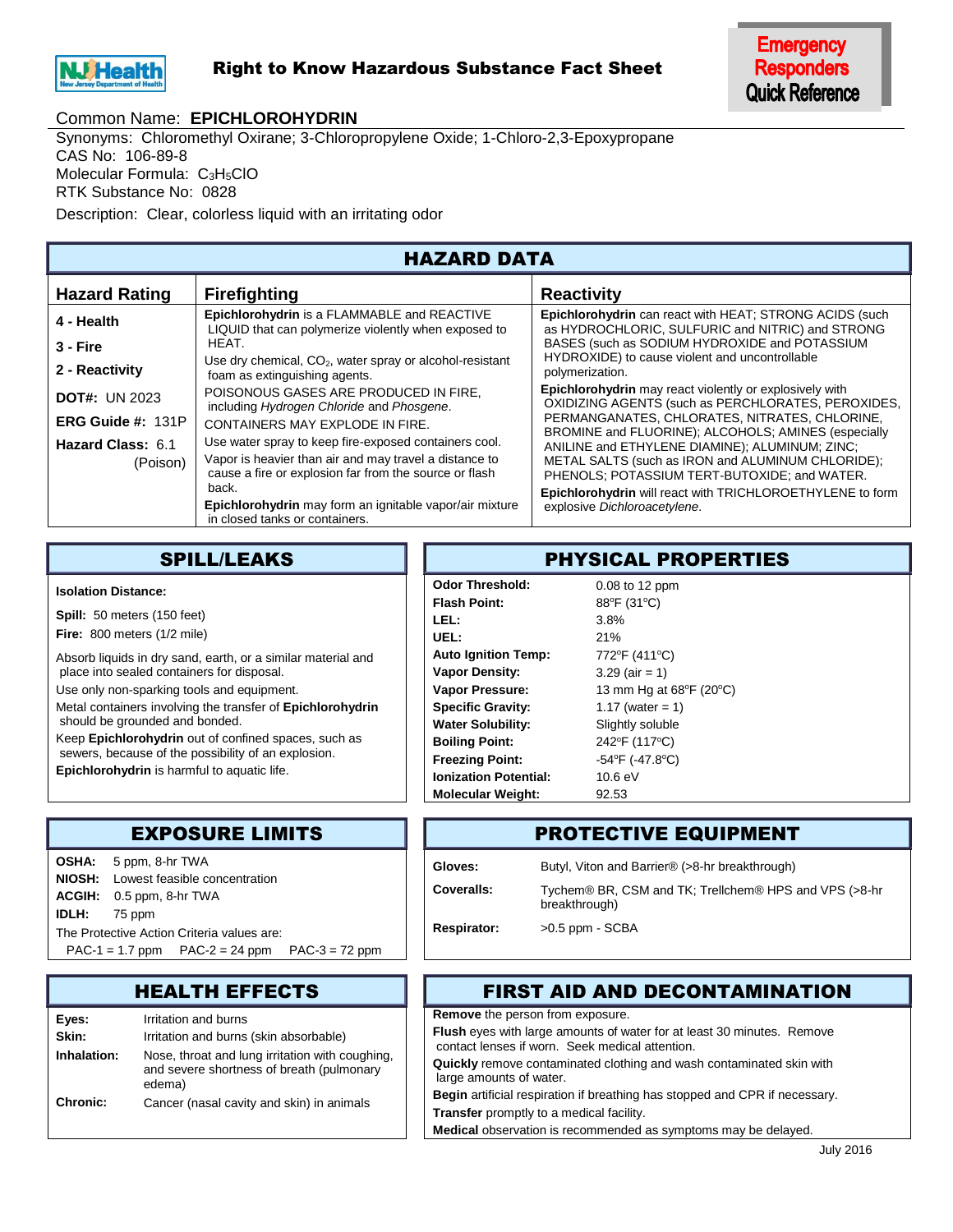# Right to Know Hazardous Substance Fact Sheet

**Emergency Responders Quick Reference**

Common Name: **EPICHLOROHYDRIN**

Synonyms: Chloromethyl Oxirane; 3-Chloropropylene Oxide; 1-Chloro-2,3-Epoxypropane
CAS No: 106-89-8
Molecular Formula: $C_3H_5ClO$
RTK Substance No: 0828

Description: Clear, colorless liquid with an irritating odor

## HAZARD DATA

### Hazard Rating

**4 - Health**

**3 - Fire**

**2 - Reactivity**

**DOT#:** UN 2023

**ERG Guide #:** 131P

**Hazard Class:** 6.1 (Poison)

### Firefighting

**Epichlorohydrin** is a FLAMMABLE and REACTIVE LIQUID that can polymerize violently when exposed to HEAT.

Use dry chemical, $CO_2$, water spray or alcohol-resistant foam as extinguishing agents.

POISONOUS GASES ARE PRODUCED IN FIRE, including *Hydrogen Chloride* and *Phosgene*.

CONTAINERS MAY EXPLODE IN FIRE.

Use water spray to keep fire-exposed containers cool.

Vapor is heavier than air and may travel a distance to cause a fire or explosion far from the source or flash back.

**Epichlorohydrin** may form an ignitable vapor/air mixture in closed tanks or containers.

### Reactivity

**Epichlorohydrin** can react with HEAT; STRONG ACIDS (such as HYDROCHLORIC, SULFURIC and NITRIC) and STRONG BASES (such as SODIUM HYDROXIDE and POTASSIUM HYDROXIDE) to cause violent and uncontrollable polymerization.

**Epichlorohydrin** may react violently or explosively with OXIDIZING AGENTS (such as PERCHLORATES, PEROXIDES, PERMANGANATES, CHLORATES, NITRATES, CHLORINE, BROMINE and FLUORINE); ALCOHOLS; AMINES (especially ANILINE and ETHYLENE DIAMINE); ALUMINUM; ZINC; METAL SALTS (such as IRON and ALUMINUM CHLORIDE); PHENOLS; POTASSIUM TERT-BUTOXIDE; and WATER.

**Epichlorohydrin** will react with TRICHLOROETHYLENE to form explosive *Dichloroacetylene*.

## SPILL/LEAKS

**Isolation Distance:**

**Spill:** 50 meters (150 feet)

**Fire:** 800 meters (1/2 mile)

Absorb liquids in dry sand, earth, or a similar material and place into sealed containers for disposal.

Use only non-sparking tools and equipment.

Metal containers involving the transfer of **Epichlorohydrin** should be grounded and bonded.

Keep **Epichlorohydrin** out of confined spaces, such as sewers, because of the possibility of an explosion.

**Epichlorohydrin** is harmful to aquatic life.

## PHYSICAL PROPERTIES

| | |
|---|---|
| **Odor Threshold:** | 0.08 to 12 ppm |
| **Flash Point:** | 88°F (31°C) |
| **LEL:** | 3.8% |
| **UEL:** | 21% |
| **Auto Ignition Temp:** | 772°F (411°C) |
| **Vapor Density:** | 3.29 (air = 1) |
| **Vapor Pressure:** | 13 mm Hg at 68°F (20°C) |
| **Specific Gravity:** | 1.17 (water = 1) |
| **Water Solubility:** | Slightly soluble |
| **Boiling Point:** | 242°F (117°C) |
| **Freezing Point:** | -54°F (-47.8°C) |
| **Ionization Potential:** | 10.6 eV |
| **Molecular Weight:** | 92.53 |

## EXPOSURE LIMITS

| | |
|---|---|
| **OSHA:** | 5 ppm, 8-hr TWA |
| **NIOSH:** | Lowest feasible concentration |
| **ACGIH:** | 0.5 ppm, 8-hr TWA |
| **IDLH:** | 75 ppm |

The Protective Action Criteria values are:

PAC-1 = 1.7 ppm PAC-2 = 24 ppm PAC-3 = 72 ppm

## PROTECTIVE EQUIPMENT

| | |
|---|---|
| **Gloves:** | Butyl, Viton and Barrier® (>8-hr breakthrough) |
| **Coveralls:** | Tychem® BR, CSM and TK; Trellchem® HPS and VPS (>8-hr breakthrough) |
| **Respirator:** | >0.5 ppm - SCBA |

## HEALTH EFFECTS

| | |
|---|---|
| **Eyes:** | Irritation and burns |
| **Skin:** | Irritation and burns (skin absorbable) |
| **Inhalation:** | Nose, throat and lung irritation with coughing, and severe shortness of breath (pulmonary edema) |
| **Chronic:** | Cancer (nasal cavity and skin) in animals |

## FIRST AID AND DECONTAMINATION

**Remove** the person from exposure.

**Flush** eyes with large amounts of water for at least 30 minutes. Remove contact lenses if worn. Seek medical attention.

**Quickly** remove contaminated clothing and wash contaminated skin with large amounts of water.

**Begin** artificial respiration if breathing has stopped and CPR if necessary.

**Transfer** promptly to a medical facility.

**Medical** observation is recommended as symptoms may be delayed.

July 2016